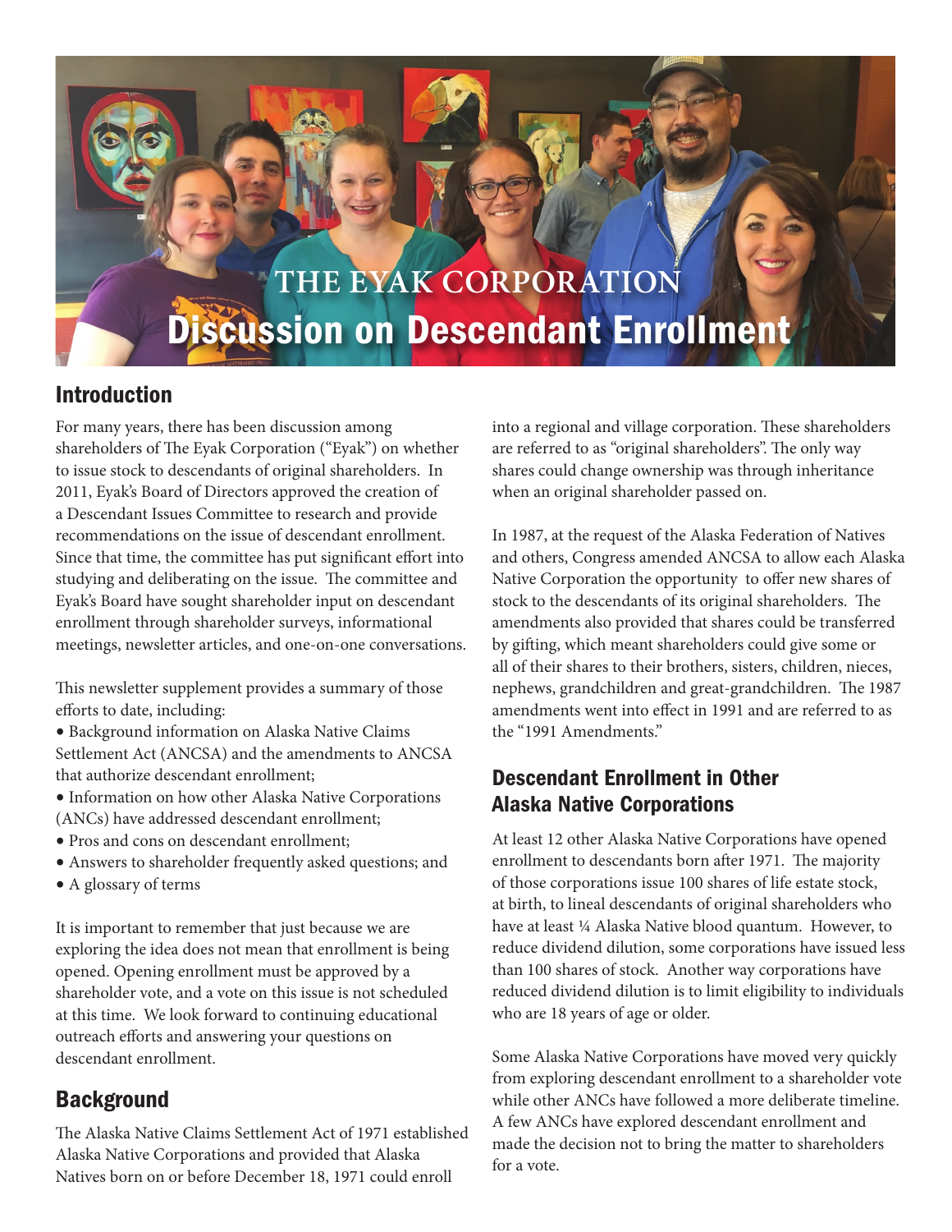# THE EYAK CORPORATION

# Discussion on Descendant Enrollment

## Introduction

For many years, there has been discussion among shareholders of The Eyak Corporation ("Eyak") on whether to issue stock to descendants of original shareholders. In 2011, Eyak's Board of Directors approved the creation of a Descendant Issues Committee to research and provide recommendations on the issue of descendant enrollment. Since that time, the committee has put significant effort into studying and deliberating on the issue. The committee and Eyak's Board have sought shareholder input on descendant enrollment through shareholder surveys, informational meetings, newsletter articles, and one-on-one conversations.

This newsletter supplement provides a summary of those efforts to date, including:

- Background information on Alaska Native Claims Settlement Act (ANCSA) and the amendments to ANCSA that authorize descendant enrollment;
- Information on how other Alaska Native Corporations (ANCs) have addressed descendant enrollment;
- Pros and cons on descendant enrollment;
- Answers to shareholder frequently asked questions; and
- A glossary of terms

It is important to remember that just because we are exploring the idea does not mean that enrollment is being opened. Opening enrollment must be approved by a shareholder vote, and a vote on this issue is not scheduled at this time. We look forward to continuing educational outreach efforts and answering your questions on descendant enrollment.

## Background

The Alaska Native Claims Settlement Act of 1971 established Alaska Native Corporations and provided that Alaska Natives born on or before December 18, 1971 could enroll into a regional and village corporation. These shareholders are referred to as "original shareholders". The only way shares could change ownership was through inheritance when an original shareholder passed on.

In 1987, at the request of the Alaska Federation of Natives and others, Congress amended ANCSA to allow each Alaska Native Corporation the opportunity to offer new shares of stock to the descendants of its original shareholders. The amendments also provided that shares could be transferred by gifting, which meant shareholders could give some or all of their shares to their brothers, sisters, children, nieces, nephews, grandchildren and great-grandchildren. The 1987 amendments went into effect in 1991 and are referred to as the "1991 Amendments."

## Descendant Enrollment in Other Alaska Native Corporations

At least 12 other Alaska Native Corporations have opened enrollment to descendants born after 1971. The majority of those corporations issue 100 shares of life estate stock, at birth, to lineal descendants of original shareholders who have at least ¼ Alaska Native blood quantum. However, to reduce dividend dilution, some corporations have issued less than 100 shares of stock. Another way corporations have reduced dividend dilution is to limit eligibility to individuals who are 18 years of age or older.

Some Alaska Native Corporations have moved very quickly from exploring descendant enrollment to a shareholder vote while other ANCs have followed a more deliberate timeline. A few ANCs have explored descendant enrollment and made the decision not to bring the matter to shareholders for a vote.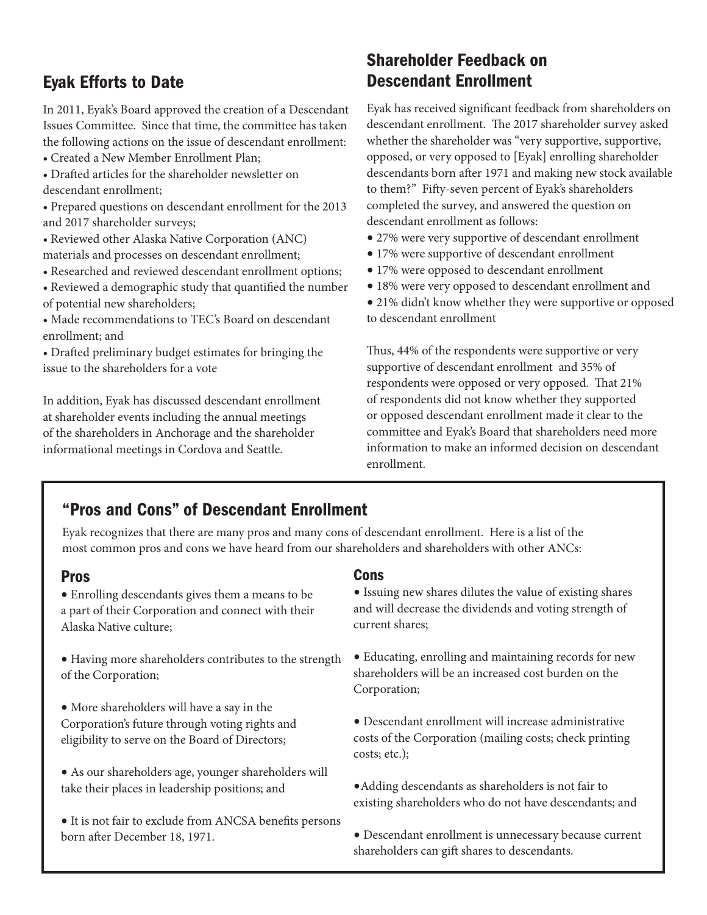## Eyak Efforts to Date

In 2011, Eyak's Board approved the creation of a Descendant Issues Committee. Since that time, the committee has taken the following actions on the issue of descendant enrollment:

- Created a New Member Enrollment Plan;
- Drafted articles for the shareholder newsletter on descendant enrollment;
- Prepared questions on descendant enrollment for the 2013 and 2017 shareholder surveys;
- Reviewed other Alaska Native Corporation (ANC) materials and processes on descendant enrollment;
- Researched and reviewed descendant enrollment options;
- Reviewed a demographic study that quantified the number of potential new shareholders;
- Made recommendations to TEC's Board on descendant enrollment; and
- Drafted preliminary budget estimates for bringing the issue to the shareholders for a vote

In addition, Eyak has discussed descendant enrollment at shareholder events including the annual meetings of the shareholders in Anchorage and the shareholder informational meetings in Cordova and Seattle.

## Shareholder Feedback on Descendant Enrollment

Eyak has received significant feedback from shareholders on descendant enrollment. The 2017 shareholder survey asked whether the shareholder was "very supportive, supportive, opposed, or very opposed to [Eyak] enrolling shareholder descendants born after 1971 and making new stock available to them?" Fifty-seven percent of Eyak's shareholders completed the survey, and answered the question on descendant enrollment as follows:

- 27% were very supportive of descendant enrollment
- 17% were supportive of descendant enrollment
- 17% were opposed to descendant enrollment
- 18% were very opposed to descendant enrollment and
- 21% didn't know whether they were supportive or opposed to descendant enrollment

Thus, 44% of the respondents were supportive or very supportive of descendant enrollment and 35% of respondents were opposed or very opposed. That 21% of respondents did not know whether they supported or opposed descendant enrollment made it clear to the committee and Eyak's Board that shareholders need more information to make an informed decision on descendant enrollment.

## "Pros and Cons" of Descendant Enrollment

Eyak recognizes that there are many pros and many cons of descendant enrollment. Here is a list of the most common pros and cons we have heard from our shareholders and shareholders with other ANCs:

### Pros

- Enrolling descendants gives them a means to be a part of their Corporation and connect with their Alaska Native culture;
- Having more shareholders contributes to the strength of the Corporation;
- More shareholders will have a say in the Corporation's future through voting rights and eligibility to serve on the Board of Directors;
- As our shareholders age, younger shareholders will take their places in leadership positions; and
- It is not fair to exclude from ANCSA benefits persons born after December 18, 1971.

### Cons

- Issuing new shares dilutes the value of existing shares and will decrease the dividends and voting strength of current shares;
- Educating, enrolling and maintaining records for new shareholders will be an increased cost burden on the Corporation;
- Descendant enrollment will increase administrative costs of the Corporation (mailing costs; check printing costs; etc.);
- Adding descendants as shareholders is not fair to existing shareholders who do not have descendants; and
- Descendant enrollment is unnecessary because current shareholders can gift shares to descendants.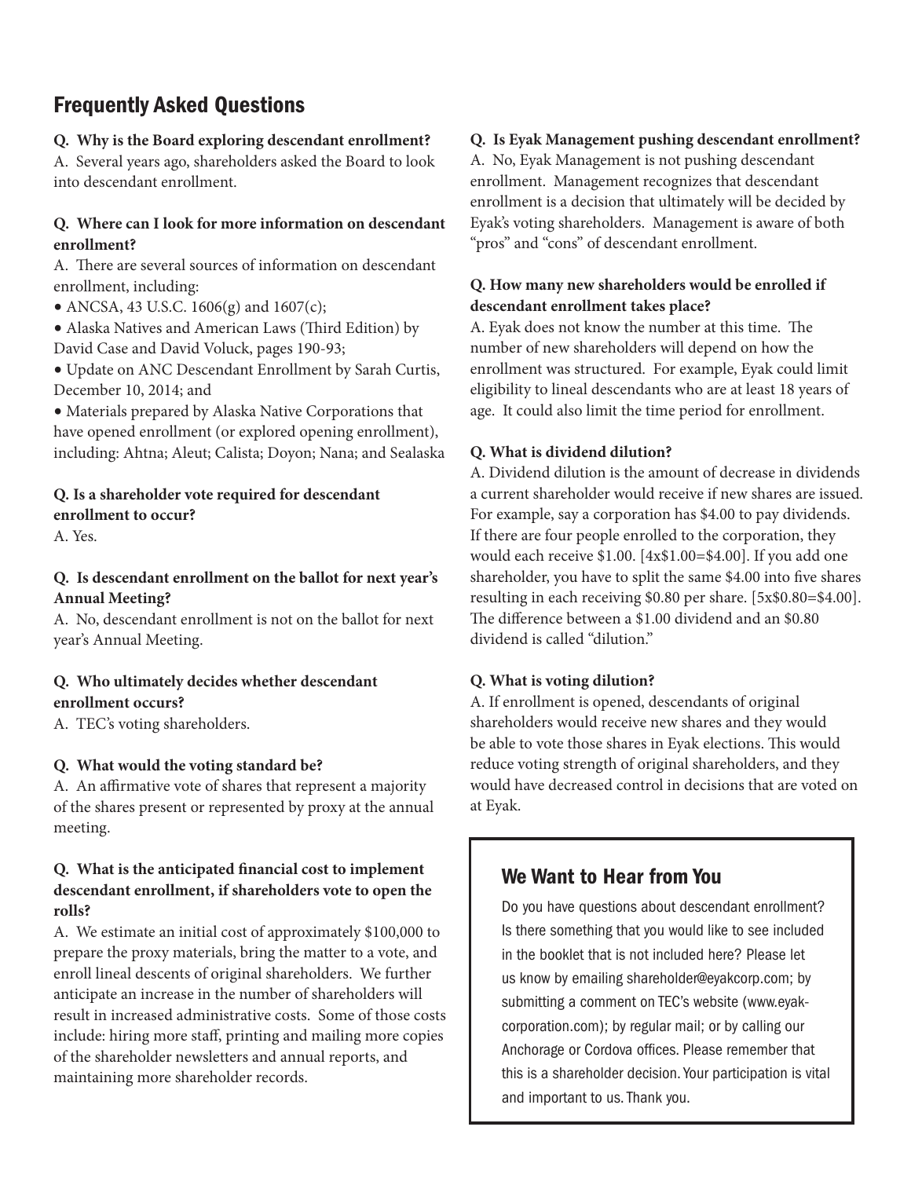## Frequently Asked Questions

**Q. Why is the Board exploring descendant enrollment?**

A. Several years ago, shareholders asked the Board to look into descendant enrollment.

**Q. Where can I look for more information on descendant enrollment?**

A. There are several sources of information on descendant enrollment, including:

- ANCSA, 43 U.S.C. 1606(g) and 1607(c);
- Alaska Natives and American Laws (Third Edition) by David Case and David Voluck, pages 190-93;
- Update on ANC Descendant Enrollment by Sarah Curtis, December 10, 2014; and
- Materials prepared by Alaska Native Corporations that have opened enrollment (or explored opening enrollment), including: Ahtna; Aleut; Calista; Doyon; Nana; and Sealaska

**Q. Is a shareholder vote required for descendant enrollment to occur?**

A. Yes.

**Q. Is descendant enrollment on the ballot for next year's Annual Meeting?**

A. No, descendant enrollment is not on the ballot for next year's Annual Meeting.

**Q. Who ultimately decides whether descendant enrollment occurs?**

A. TEC's voting shareholders.

**Q. What would the voting standard be?**

A. An affirmative vote of shares that represent a majority of the shares present or represented by proxy at the annual meeting.

**Q. What is the anticipated financial cost to implement descendant enrollment, if shareholders vote to open the rolls?**

A. We estimate an initial cost of approximately $100,000 to prepare the proxy materials, bring the matter to a vote, and enroll lineal descents of original shareholders. We further anticipate an increase in the number of shareholders will result in increased administrative costs. Some of those costs include: hiring more staff, printing and mailing more copies of the shareholder newsletters and annual reports, and maintaining more shareholder records.

**Q. Is Eyak Management pushing descendant enrollment?**

A. No, Eyak Management is not pushing descendant enrollment. Management recognizes that descendant enrollment is a decision that ultimately will be decided by Eyak's voting shareholders. Management is aware of both "pros" and "cons" of descendant enrollment.

**Q. How many new shareholders would be enrolled if descendant enrollment takes place?**

A. Eyak does not know the number at this time. The number of new shareholders will depend on how the enrollment was structured. For example, Eyak could limit eligibility to lineal descendants who are at least 18 years of age. It could also limit the time period for enrollment.

**Q. What is dividend dilution?**

A. Dividend dilution is the amount of decrease in dividends a current shareholder would receive if new shares are issued. For example, say a corporation has $4.00 to pay dividends. If there are four people enrolled to the corporation, they would each receive $1.00. [4x$1.00=$4.00]. If you add one shareholder, you have to split the same $4.00 into five shares resulting in each receiving $0.80 per share. [5x$0.80=$4.00]. The difference between a $1.00 dividend and an $0.80 dividend is called "dilution."

**Q. What is voting dilution?**

A. If enrollment is opened, descendants of original shareholders would receive new shares and they would be able to vote those shares in Eyak elections. This would reduce voting strength of original shareholders, and they would have decreased control in decisions that are voted on at Eyak.

### We Want to Hear from You

Do you have questions about descendant enrollment? Is there something that you would like to see included in the booklet that is not included here? Please let us know by emailing shareholder@eyakcorp.com; by submitting a comment on TEC's website (www.eyak-corporation.com); by regular mail; or by calling our Anchorage or Cordova offices. Please remember that this is a shareholder decision. Your participation is vital and important to us. Thank you.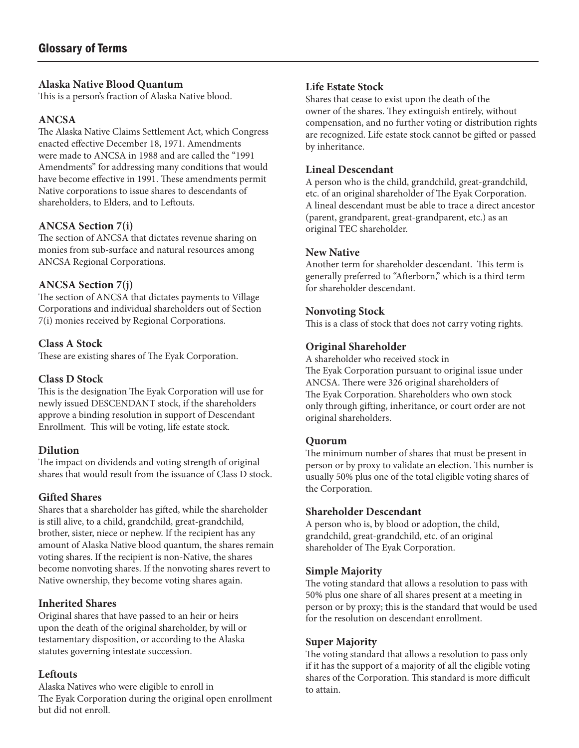## Glossary of Terms

### Alaska Native Blood Quantum

This is a person's fraction of Alaska Native blood.

### ANCSA

The Alaska Native Claims Settlement Act, which Congress enacted effective December 18, 1971. Amendments were made to ANCSA in 1988 and are called the "1991 Amendments" for addressing many conditions that would have become effective in 1991. These amendments permit Native corporations to issue shares to descendants of shareholders, to Elders, and to Leftouts.

### ANCSA Section 7(i)

The section of ANCSA that dictates revenue sharing on monies from sub-surface and natural resources among ANCSA Regional Corporations.

### ANCSA Section 7(j)

The section of ANCSA that dictates payments to Village Corporations and individual shareholders out of Section 7(i) monies received by Regional Corporations.

### Class A Stock

These are existing shares of The Eyak Corporation.

### Class D Stock

This is the designation The Eyak Corporation will use for newly issued DESCENDANT stock, if the shareholders approve a binding resolution in support of Descendant Enrollment. This will be voting, life estate stock.

### Dilution

The impact on dividends and voting strength of original shares that would result from the issuance of Class D stock.

### Gifted Shares

Shares that a shareholder has gifted, while the shareholder is still alive, to a child, grandchild, great-grandchild, brother, sister, niece or nephew. If the recipient has any amount of Alaska Native blood quantum, the shares remain voting shares. If the recipient is non-Native, the shares become nonvoting shares. If the nonvoting shares revert to Native ownership, they become voting shares again.

### Inherited Shares

Original shares that have passed to an heir or heirs upon the death of the original shareholder, by will or testamentary disposition, or according to the Alaska statutes governing intestate succession.

### Leftouts

Alaska Natives who were eligible to enroll in The Eyak Corporation during the original open enrollment but did not enroll.

### Life Estate Stock

Shares that cease to exist upon the death of the owner of the shares. They extinguish entirely, without compensation, and no further voting or distribution rights are recognized. Life estate stock cannot be gifted or passed by inheritance.

### Lineal Descendant

A person who is the child, grandchild, great-grandchild, etc. of an original shareholder of The Eyak Corporation. A lineal descendant must be able to trace a direct ancestor (parent, grandparent, great-grandparent, etc.) as an original TEC shareholder.

### New Native

Another term for shareholder descendant. This term is generally preferred to "Afterborn," which is a third term for shareholder descendant.

### Nonvoting Stock

This is a class of stock that does not carry voting rights.

### Original Shareholder

A shareholder who received stock in The Eyak Corporation pursuant to original issue under ANCSA. There were 326 original shareholders of The Eyak Corporation. Shareholders who own stock only through gifting, inheritance, or court order are not original shareholders.

### Quorum

The minimum number of shares that must be present in person or by proxy to validate an election. This number is usually 50% plus one of the total eligible voting shares of the Corporation.

### Shareholder Descendant

A person who is, by blood or adoption, the child, grandchild, great-grandchild, etc. of an original shareholder of The Eyak Corporation.

### Simple Majority

The voting standard that allows a resolution to pass with 50% plus one share of all shares present at a meeting in person or by proxy; this is the standard that would be used for the resolution on descendant enrollment.

### Super Majority

The voting standard that allows a resolution to pass only if it has the support of a majority of all the eligible voting shares of the Corporation. This standard is more difficult to attain.